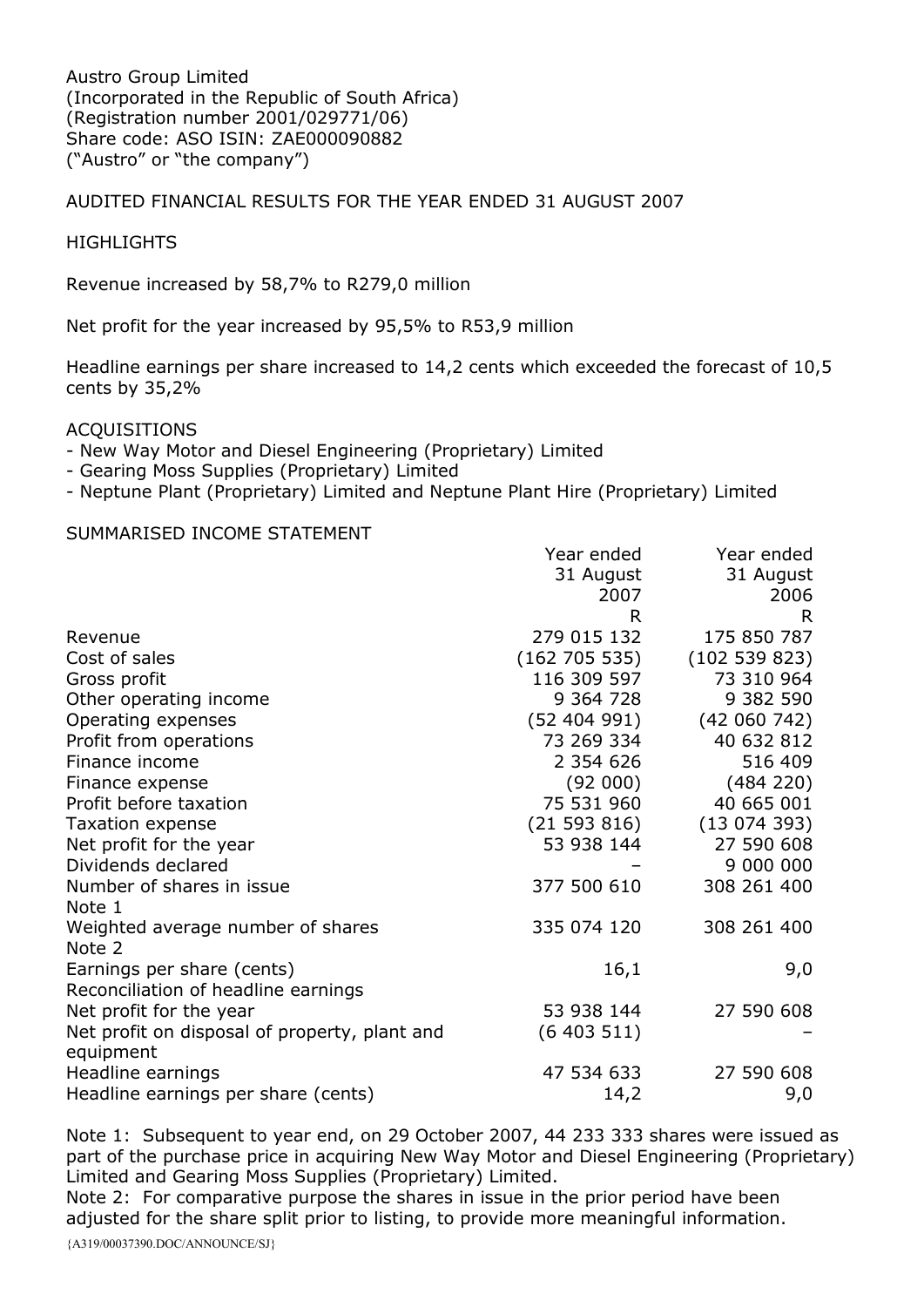Austro Group Limited
(Incorporated in the Republic of South Africa)
(Registration number 2001/029771/06)
Share code: ASO ISIN: ZAE000090882
("Austro" or "the company")

AUDITED FINANCIAL RESULTS FOR THE YEAR ENDED 31 AUGUST 2007

HIGHLIGHTS

Revenue increased by 58,7% to R279,0 million

Net profit for the year increased by 95,5% to R53,9 million

Headline earnings per share increased to 14,2 cents which exceeded the forecast of 10,5 cents by 35,2%

ACQUISITIONS

- New Way Motor and Diesel Engineering (Proprietary) Limited
- Gearing Moss Supplies (Proprietary) Limited
- Neptune Plant (Proprietary) Limited and Neptune Plant Hire (Proprietary) Limited

SUMMARISED INCOME STATEMENT

| | Year ended 31 August 2007 R | Year ended 31 August 2006 R |
|---|---|---|
| Revenue | 279 015 132 | 175 850 787 |
| Cost of sales | (162 705 535) | (102 539 823) |
| Gross profit | 116 309 597 | 73 310 964 |
| Other operating income | 9 364 728 | 9 382 590 |
| Operating expenses | (52 404 991) | (42 060 742) |
| Profit from operations | 73 269 334 | 40 632 812 |
| Finance income | 2 354 626 | 516 409 |
| Finance expense | (92 000) | (484 220) |
| Profit before taxation | 75 531 960 | 40 665 001 |
| Taxation expense | (21 593 816) | (13 074 393) |
| Net profit for the year | 53 938 144 | 27 590 608 |
| Dividends declared | – | 9 000 000 |
| Number of shares in issue Note 1 | 377 500 610 | 308 261 400 |
| Weighted average number of shares Note 2 | 335 074 120 | 308 261 400 |
| Earnings per share (cents) | 16,1 | 9,0 |
| Reconciliation of headline earnings | | |
| Net profit for the year | 53 938 144 | 27 590 608 |
| Net profit on disposal of property, plant and equipment | (6 403 511) | – |
| Headline earnings | 47 534 633 | 27 590 608 |
| Headline earnings per share (cents) | 14,2 | 9,0 |

Note 1: Subsequent to year end, on 29 October 2007, 44 233 333 shares were issued as part of the purchase price in acquiring New Way Motor and Diesel Engineering (Proprietary) Limited and Gearing Moss Supplies (Proprietary) Limited.

Note 2: For comparative purpose the shares in issue in the prior period have been adjusted for the share split prior to listing, to provide more meaningful information.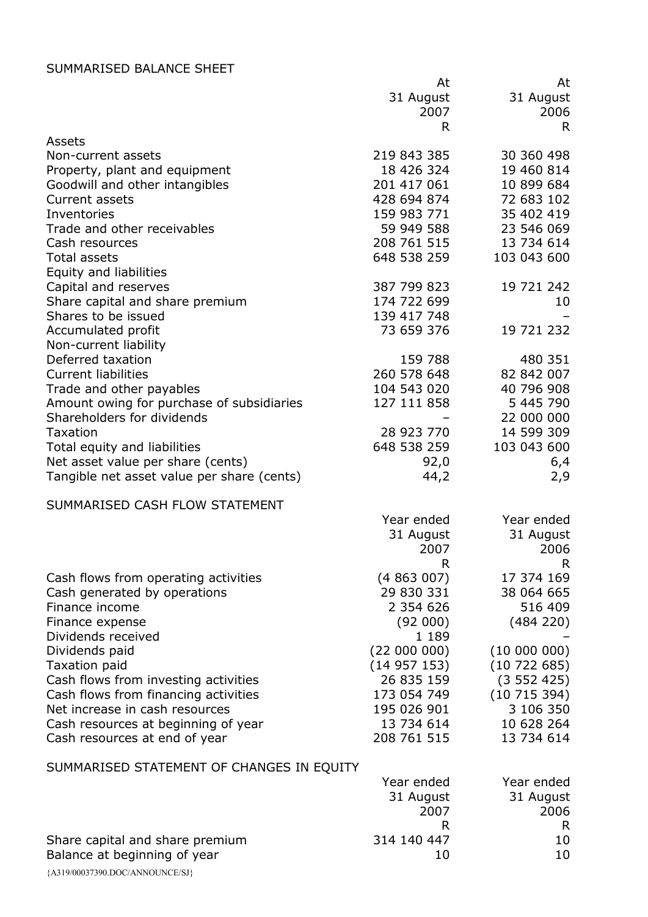SUMMARISED BALANCE SHEET

| | At 31 August 2007 R | At 31 August 2006 R |
|---|---|---|
| Assets | | |
| Non-current assets | 219 843 385 | 30 360 498 |
| Property, plant and equipment | 18 426 324 | 19 460 814 |
| Goodwill and other intangibles | 201 417 061 | 10 899 684 |
| Current assets | 428 694 874 | 72 683 102 |
| Inventories | 159 983 771 | 35 402 419 |
| Trade and other receivables | 59 949 588 | 23 546 069 |
| Cash resources | 208 761 515 | 13 734 614 |
| Total assets | 648 538 259 | 103 043 600 |
| Equity and liabilities | | |
| Capital and reserves | 387 799 823 | 19 721 242 |
| Share capital and share premium | 174 722 699 | 10 |
| Shares to be issued | 139 417 748 | – |
| Accumulated profit | 73 659 376 | 19 721 232 |
| Non-current liability | | |
| Deferred taxation | 159 788 | 480 351 |
| Current liabilities | 260 578 648 | 82 842 007 |
| Trade and other payables | 104 543 020 | 40 796 908 |
| Amount owing for purchase of subsidiaries | 127 111 858 | 5 445 790 |
| Shareholders for dividends | – | 22 000 000 |
| Taxation | 28 923 770 | 14 599 309 |
| Total equity and liabilities | 648 538 259 | 103 043 600 |
| Net asset value per share (cents) | 92,0 | 6,4 |
| Tangible net asset value per share (cents) | 44,2 | 2,9 |

SUMMARISED CASH FLOW STATEMENT

| | Year ended 31 August 2007 R | Year ended 31 August 2006 R |
|---|---|---|
| Cash flows from operating activities | (4 863 007) | 17 374 169 |
| Cash generated by operations | 29 830 331 | 38 064 665 |
| Finance income | 2 354 626 | 516 409 |
| Finance expense | (92 000) | (484 220) |
| Dividends received | 1 189 | – |
| Dividends paid | (22 000 000) | (10 000 000) |
| Taxation paid | (14 957 153) | (10 722 685) |
| Cash flows from investing activities | 26 835 159 | (3 552 425) |
| Cash flows from financing activities | 173 054 749 | (10 715 394) |
| Net increase in cash resources | 195 026 901 | 3 106 350 |
| Cash resources at beginning of year | 13 734 614 | 10 628 264 |
| Cash resources at end of year | 208 761 515 | 13 734 614 |

SUMMARISED STATEMENT OF CHANGES IN EQUITY

| | Year ended 31 August 2007 R | Year ended 31 August 2006 R |
|---|---|---|
| Share capital and share premium | 314 140 447 | 10 |
| Balance at beginning of year | 10 | 10 |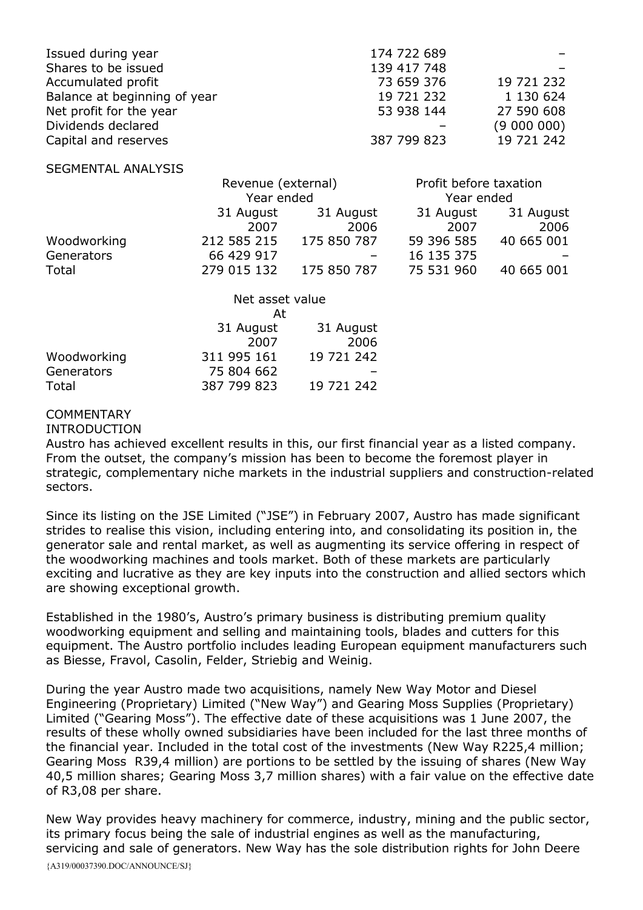| | | |
|---|---|---|
| Issued during year | 174 722 689 | – |
| Shares to be issued | 139 417 748 | – |
| Accumulated profit | 73 659 376 | 19 721 232 |
| Balance at beginning of year | 19 721 232 | 1 130 624 |
| Net profit for the year | 53 938 144 | 27 590 608 |
| Dividends declared | – | (9 000 000) |
| Capital and reserves | 387 799 823 | 19 721 242 |

SEGMENTAL ANALYSIS

| | Revenue (external) Year ended | | Profit before taxation Year ended | |
|---|---|---|---|---|
| | 31 August 2007 | 31 August 2006 | 31 August 2007 | 31 August 2006 |
| Woodworking | 212 585 215 | 175 850 787 | 59 396 585 | 40 665 001 |
| Generators | 66 429 917 | – | 16 135 375 | – |
| Total | 279 015 132 | 175 850 787 | 75 531 960 | 40 665 001 |

| | Net asset value At | |
|---|---|---|
| | 31 August 2007 | 31 August 2006 |
| Woodworking | 311 995 161 | 19 721 242 |
| Generators | 75 804 662 | – |
| Total | 387 799 823 | 19 721 242 |

COMMENTARY

INTRODUCTION

Austro has achieved excellent results in this, our first financial year as a listed company. From the outset, the company's mission has been to become the foremost player in strategic, complementary niche markets in the industrial suppliers and construction-related sectors.

Since its listing on the JSE Limited ("JSE") in February 2007, Austro has made significant strides to realise this vision, including entering into, and consolidating its position in, the generator sale and rental market, as well as augmenting its service offering in respect of the woodworking machines and tools market. Both of these markets are particularly exciting and lucrative as they are key inputs into the construction and allied sectors which are showing exceptional growth.

Established in the 1980's, Austro's primary business is distributing premium quality woodworking equipment and selling and maintaining tools, blades and cutters for this equipment. The Austro portfolio includes leading European equipment manufacturers such as Biesse, Fravol, Casolin, Felder, Striebig and Weinig.

During the year Austro made two acquisitions, namely New Way Motor and Diesel Engineering (Proprietary) Limited ("New Way") and Gearing Moss Supplies (Proprietary) Limited ("Gearing Moss"). The effective date of these acquisitions was 1 June 2007, the results of these wholly owned subsidiaries have been included for the last three months of the financial year. Included in the total cost of the investments (New Way R225,4 million; Gearing Moss R39,4 million) are portions to be settled by the issuing of shares (New Way 40,5 million shares; Gearing Moss 3,7 million shares) with a fair value on the effective date of R3,08 per share.

New Way provides heavy machinery for commerce, industry, mining and the public sector, its primary focus being the sale of industrial engines as well as the manufacturing, servicing and sale of generators. New Way has the sole distribution rights for John Deere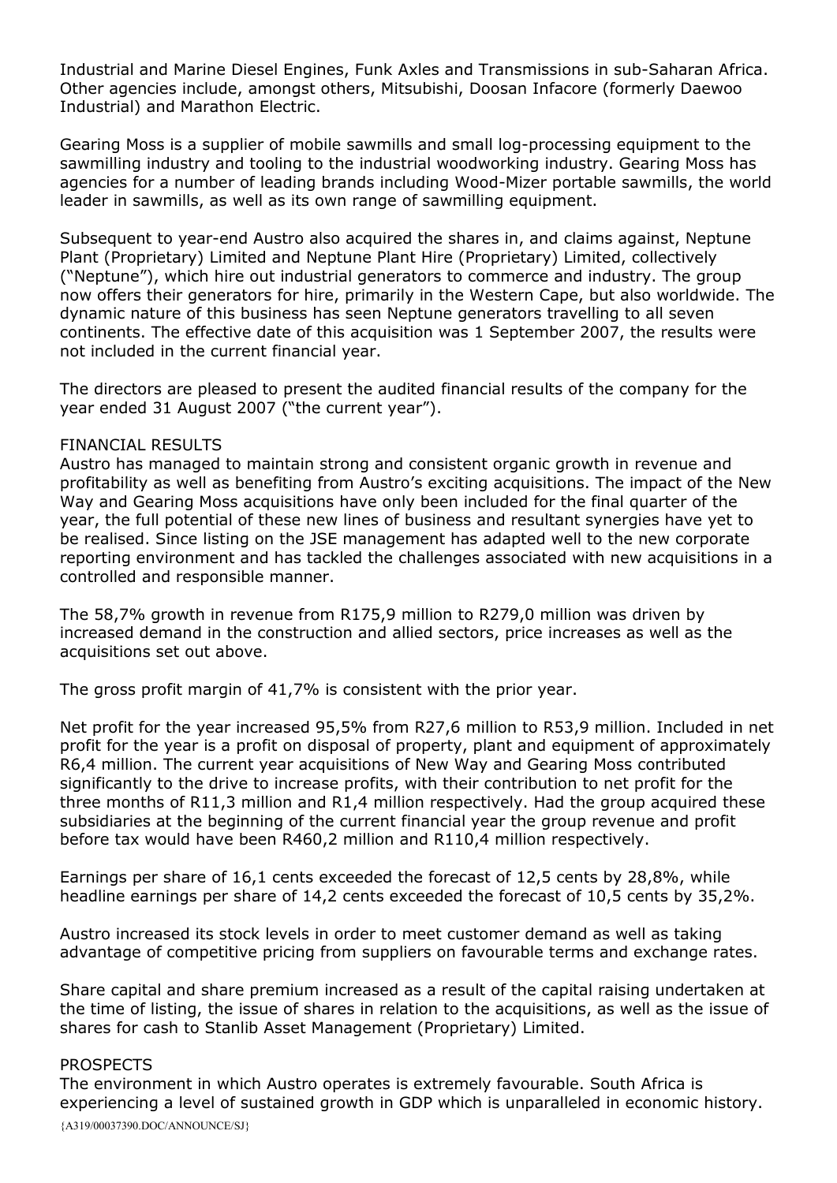Industrial and Marine Diesel Engines, Funk Axles and Transmissions in sub-Saharan Africa. Other agencies include, amongst others, Mitsubishi, Doosan Infacore (formerly Daewoo Industrial) and Marathon Electric.

Gearing Moss is a supplier of mobile sawmills and small log-processing equipment to the sawmilling industry and tooling to the industrial woodworking industry. Gearing Moss has agencies for a number of leading brands including Wood-Mizer portable sawmills, the world leader in sawmills, as well as its own range of sawmilling equipment.

Subsequent to year-end Austro also acquired the shares in, and claims against, Neptune Plant (Proprietary) Limited and Neptune Plant Hire (Proprietary) Limited, collectively ("Neptune"), which hire out industrial generators to commerce and industry. The group now offers their generators for hire, primarily in the Western Cape, but also worldwide. The dynamic nature of this business has seen Neptune generators travelling to all seven continents. The effective date of this acquisition was 1 September 2007, the results were not included in the current financial year.

The directors are pleased to present the audited financial results of the company for the year ended 31 August 2007 ("the current year").

## FINANCIAL RESULTS

Austro has managed to maintain strong and consistent organic growth in revenue and profitability as well as benefiting from Austro's exciting acquisitions. The impact of the New Way and Gearing Moss acquisitions have only been included for the final quarter of the year, the full potential of these new lines of business and resultant synergies have yet to be realised. Since listing on the JSE management has adapted well to the new corporate reporting environment and has tackled the challenges associated with new acquisitions in a controlled and responsible manner.

The 58,7% growth in revenue from R175,9 million to R279,0 million was driven by increased demand in the construction and allied sectors, price increases as well as the acquisitions set out above.

The gross profit margin of 41,7% is consistent with the prior year.

Net profit for the year increased 95,5% from R27,6 million to R53,9 million. Included in net profit for the year is a profit on disposal of property, plant and equipment of approximately R6,4 million. The current year acquisitions of New Way and Gearing Moss contributed significantly to the drive to increase profits, with their contribution to net profit for the three months of R11,3 million and R1,4 million respectively. Had the group acquired these subsidiaries at the beginning of the current financial year the group revenue and profit before tax would have been R460,2 million and R110,4 million respectively.

Earnings per share of 16,1 cents exceeded the forecast of 12,5 cents by 28,8%, while headline earnings per share of 14,2 cents exceeded the forecast of 10,5 cents by 35,2%.

Austro increased its stock levels in order to meet customer demand as well as taking advantage of competitive pricing from suppliers on favourable terms and exchange rates.

Share capital and share premium increased as a result of the capital raising undertaken at the time of listing, the issue of shares in relation to the acquisitions, as well as the issue of shares for cash to Stanlib Asset Management (Proprietary) Limited.

## PROSPECTS

The environment in which Austro operates is extremely favourable. South Africa is experiencing a level of sustained growth in GDP which is unparalleled in economic history.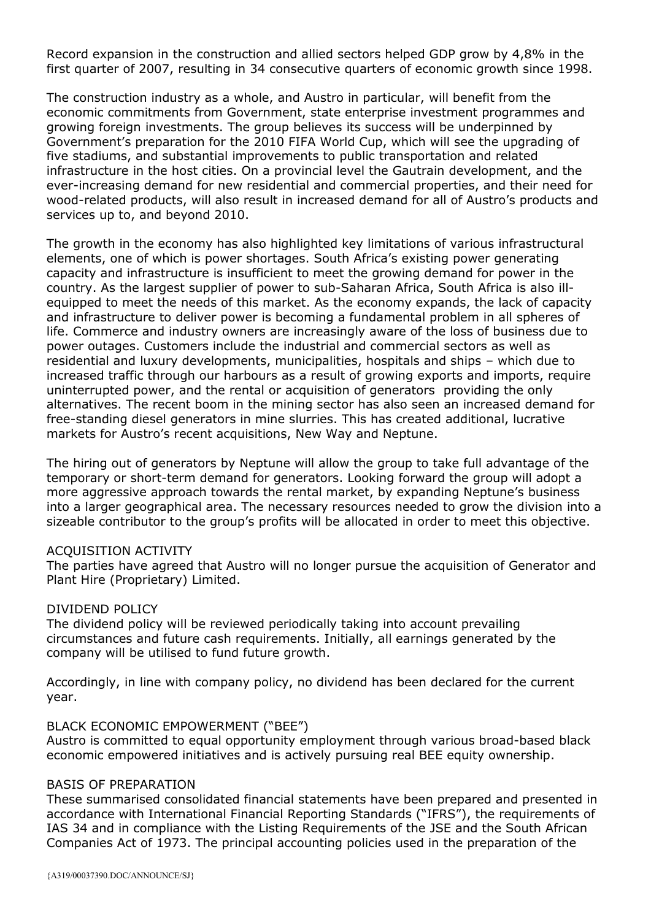Record expansion in the construction and allied sectors helped GDP grow by 4,8% in the first quarter of 2007, resulting in 34 consecutive quarters of economic growth since 1998.

The construction industry as a whole, and Austro in particular, will benefit from the economic commitments from Government, state enterprise investment programmes and growing foreign investments. The group believes its success will be underpinned by Government's preparation for the 2010 FIFA World Cup, which will see the upgrading of five stadiums, and substantial improvements to public transportation and related infrastructure in the host cities. On a provincial level the Gautrain development, and the ever-increasing demand for new residential and commercial properties, and their need for wood-related products, will also result in increased demand for all of Austro's products and services up to, and beyond 2010.

The growth in the economy has also highlighted key limitations of various infrastructural elements, one of which is power shortages. South Africa's existing power generating capacity and infrastructure is insufficient to meet the growing demand for power in the country. As the largest supplier of power to sub-Saharan Africa, South Africa is also ill-equipped to meet the needs of this market. As the economy expands, the lack of capacity and infrastructure to deliver power is becoming a fundamental problem in all spheres of life. Commerce and industry owners are increasingly aware of the loss of business due to power outages. Customers include the industrial and commercial sectors as well as residential and luxury developments, municipalities, hospitals and ships – which due to increased traffic through our harbours as a result of growing exports and imports, require uninterrupted power, and the rental or acquisition of generators providing the only alternatives. The recent boom in the mining sector has also seen an increased demand for free-standing diesel generators in mine slurries. This has created additional, lucrative markets for Austro's recent acquisitions, New Way and Neptune.

The hiring out of generators by Neptune will allow the group to take full advantage of the temporary or short-term demand for generators. Looking forward the group will adopt a more aggressive approach towards the rental market, by expanding Neptune's business into a larger geographical area. The necessary resources needed to grow the division into a sizeable contributor to the group's profits will be allocated in order to meet this objective.

ACQUISITION ACTIVITY

The parties have agreed that Austro will no longer pursue the acquisition of Generator and Plant Hire (Proprietary) Limited.

DIVIDEND POLICY

The dividend policy will be reviewed periodically taking into account prevailing circumstances and future cash requirements. Initially, all earnings generated by the company will be utilised to fund future growth.

Accordingly, in line with company policy, no dividend has been declared for the current year.

BLACK ECONOMIC EMPOWERMENT ("BEE")

Austro is committed to equal opportunity employment through various broad-based black economic empowered initiatives and is actively pursuing real BEE equity ownership.

BASIS OF PREPARATION

These summarised consolidated financial statements have been prepared and presented in accordance with International Financial Reporting Standards ("IFRS"), the requirements of IAS 34 and in compliance with the Listing Requirements of the JSE and the South African Companies Act of 1973. The principal accounting policies used in the preparation of the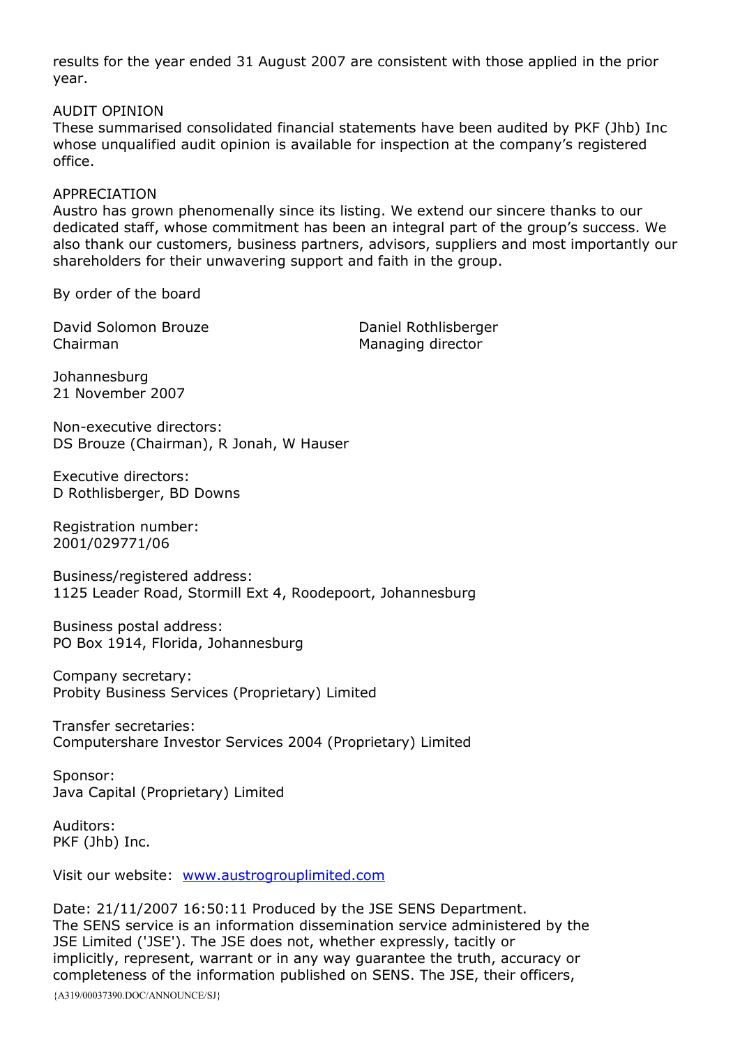results for the year ended 31 August 2007 are consistent with those applied in the prior year.

AUDIT OPINION
These summarised consolidated financial statements have been audited by PKF (Jhb) Inc whose unqualified audit opinion is available for inspection at the company's registered office.

APPRECIATION
Austro has grown phenomenally since its listing. We extend our sincere thanks to our dedicated staff, whose commitment has been an integral part of the group's success. We also thank our customers, business partners, advisors, suppliers and most importantly our shareholders for their unwavering support and faith in the group.

By order of the board

David Solomon Brouze
Chairman

Daniel Rothlisberger
Managing director

Johannesburg
21 November 2007

Non-executive directors:
DS Brouze (Chairman), R Jonah, W Hauser

Executive directors:
D Rothlisberger, BD Downs

Registration number:
2001/029771/06

Business/registered address:
1125 Leader Road, Stormill Ext 4, Roodepoort, Johannesburg

Business postal address:
PO Box 1914, Florida, Johannesburg

Company secretary:
Probity Business Services (Proprietary) Limited

Transfer secretaries:
Computershare Investor Services 2004 (Proprietary) Limited

Sponsor:
Java Capital (Proprietary) Limited

Auditors:
PKF (Jhb) Inc.

Visit our website: www.austrogrouplimited.com

Date: 21/11/2007 16:50:11 Produced by the JSE SENS Department.
The SENS service is an information dissemination service administered by the JSE Limited ('JSE'). The JSE does not, whether expressly, tacitly or implicitly, represent, warrant or in any way guarantee the truth, accuracy or completeness of the information published on SENS. The JSE, their officers,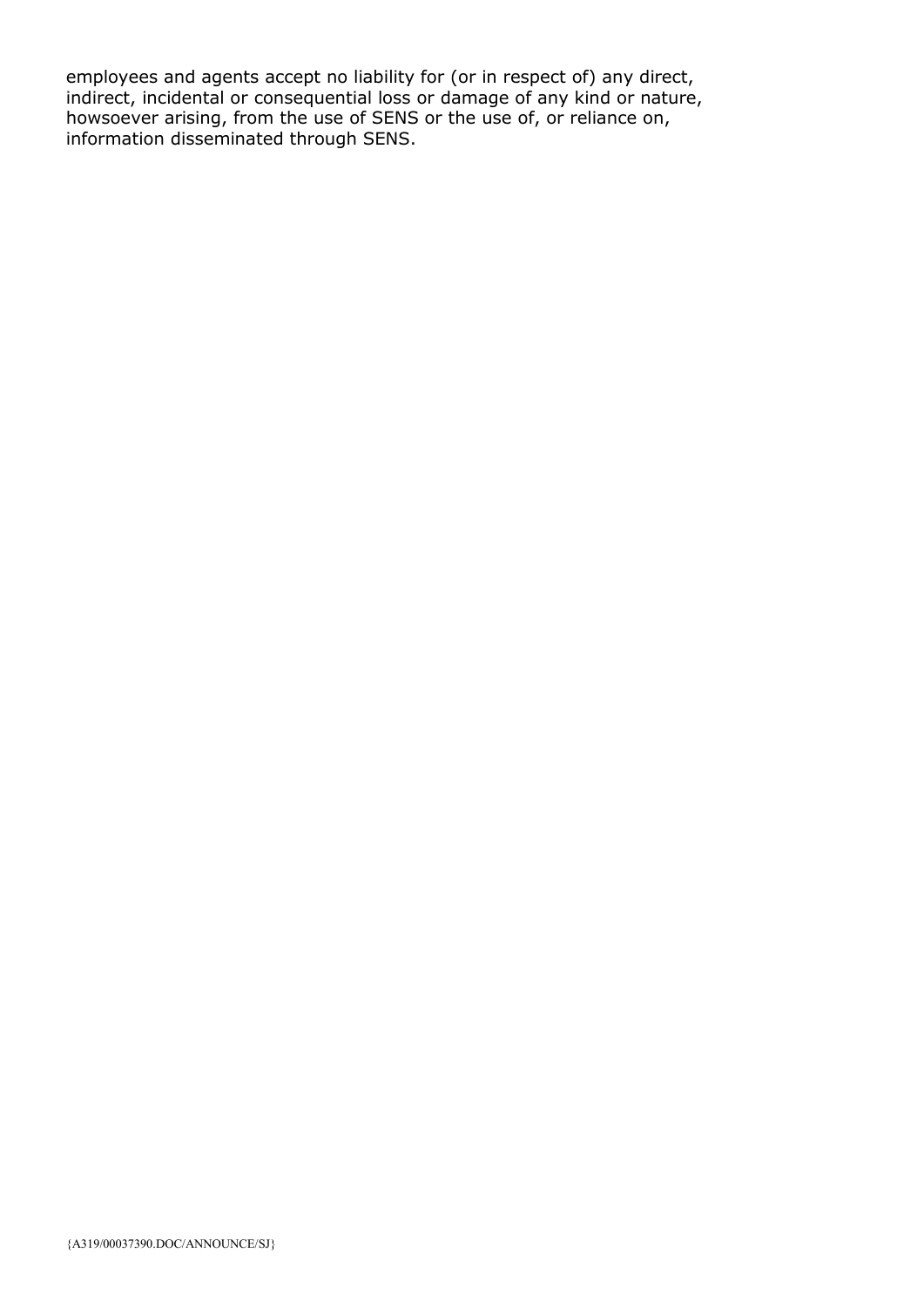employees and agents accept no liability for (or in respect of) any direct, indirect, incidental or consequential loss or damage of any kind or nature, howsoever arising, from the use of SENS or the use of, or reliance on, information disseminated through SENS.